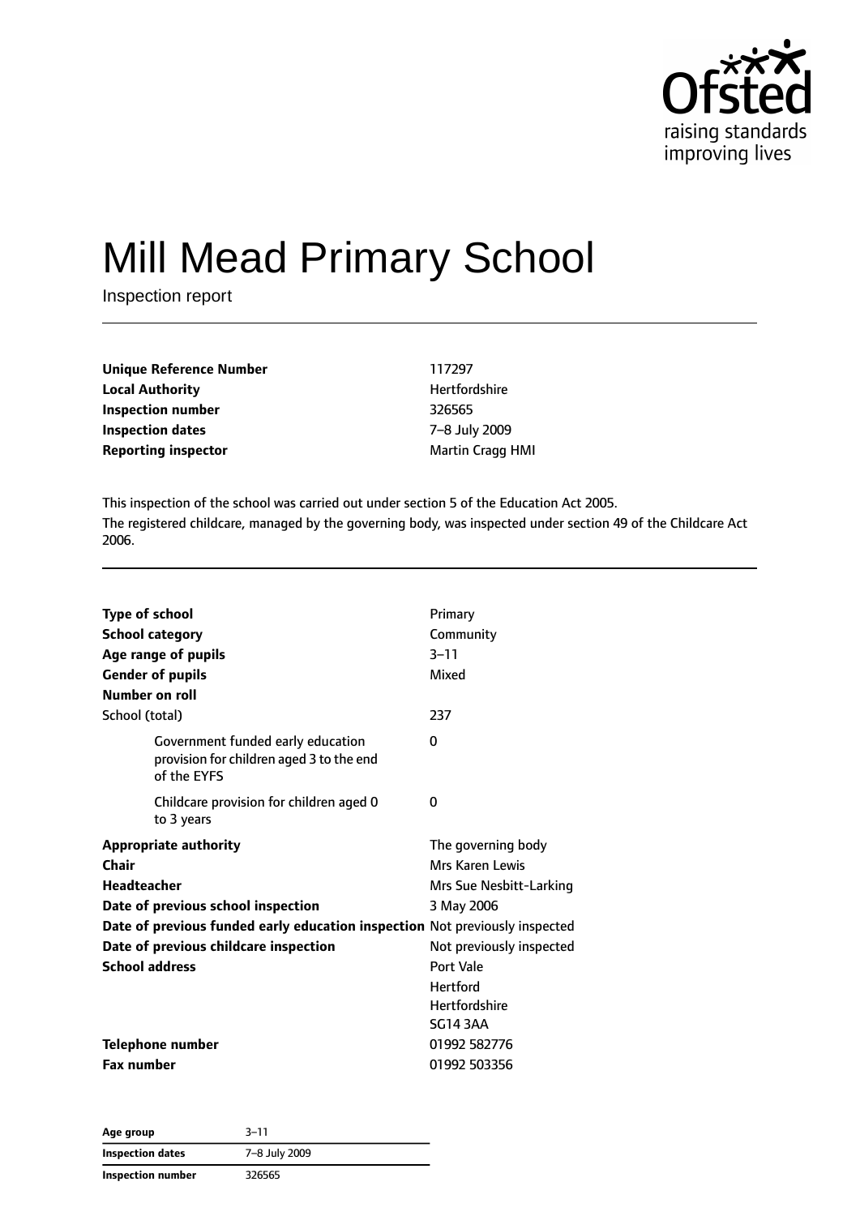Ofsted
raising standards
improving lives

# Mill Mead Primary School

Inspection report

| | |
|---|---|
| **Unique Reference Number** | 117297 |
| **Local Authority** | Hertfordshire |
| **Inspection number** | 326565 |
| **Inspection dates** | 7–8 July 2009 |
| **Reporting inspector** | Martin Cragg HMI |

This inspection of the school was carried out under section 5 of the Education Act 2005.

The registered childcare, managed by the governing body, was inspected under section 49 of the Childcare Act 2006.

| | |
|---|---|
| **Type of school** | Primary |
| **School category** | Community |
| **Age range of pupils** | 3–11 |
| **Gender of pupils** | Mixed |
| **Number on roll** | |
| School (total) | 237 |
| Government funded early education provision for children aged 3 to the end of the EYFS | 0 |
| Childcare provision for children aged 0 to 3 years | 0 |
| **Appropriate authority** | The governing body |
| **Chair** | Mrs Karen Lewis |
| **Headteacher** | Mrs Sue Nesbitt-Larking |
| **Date of previous school inspection** | 3 May 2006 |
| **Date of previous funded early education inspection** | Not previously inspected |
| **Date of previous childcare inspection** | Not previously inspected |
| **School address** | Port Vale<br>Hertford<br>Hertfordshire<br>SG14 3AA |
| **Telephone number** | 01992 582776 |
| **Fax number** | 01992 503356 |

| | |
|---|---|
| **Age group** | 3–11 |
| **Inspection dates** | 7–8 July 2009 |
| **Inspection number** | 326565 |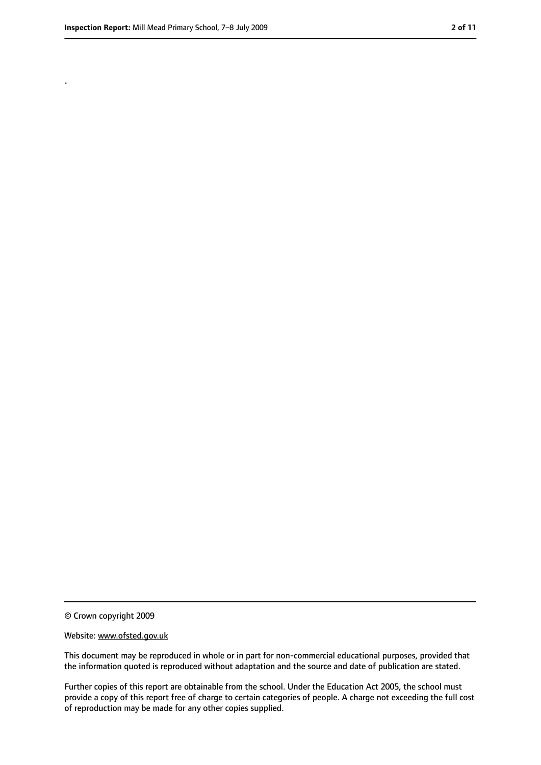.

© Crown copyright 2009

Website: www.ofsted.gov.uk

This document may be reproduced in whole or in part for non-commercial educational purposes, provided that the information quoted is reproduced without adaptation and the source and date of publication are stated.

Further copies of this report are obtainable from the school. Under the Education Act 2005, the school must provide a copy of this report free of charge to certain categories of people. A charge not exceeding the full cost of reproduction may be made for any other copies supplied.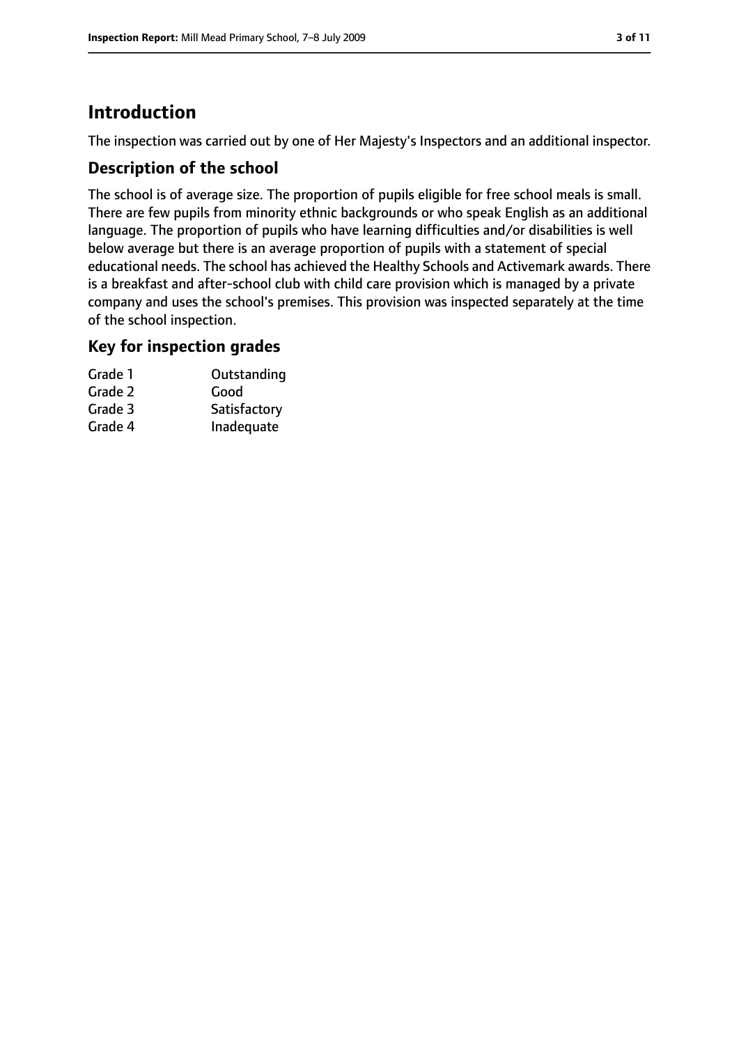# Introduction

The inspection was carried out by one of Her Majesty's Inspectors and an additional inspector.

## Description of the school

The school is of average size. The proportion of pupils eligible for free school meals is small. There are few pupils from minority ethnic backgrounds or who speak English as an additional language. The proportion of pupils who have learning difficulties and/or disabilities is well below average but there is an average proportion of pupils with a statement of special educational needs. The school has achieved the Healthy Schools and Activemark awards. There is a breakfast and after-school club with child care provision which is managed by a private company and uses the school's premises. This provision was inspected separately at the time of the school inspection.

## Key for inspection grades

| | |
|---|---|
| Grade 1 | Outstanding |
| Grade 2 | Good |
| Grade 3 | Satisfactory |
| Grade 4 | Inadequate |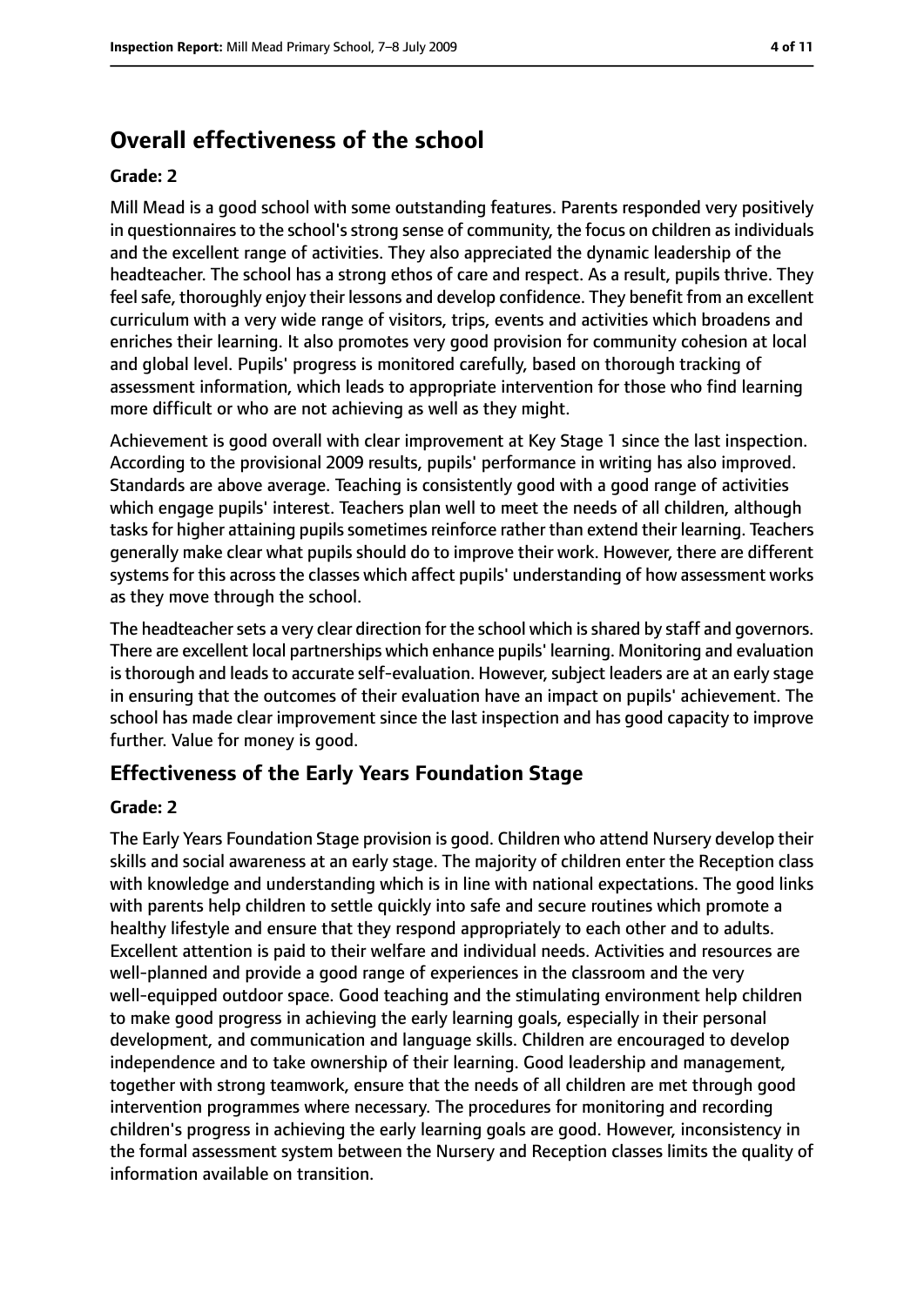## Overall effectiveness of the school

**Grade: 2**

Mill Mead is a good school with some outstanding features. Parents responded very positively in questionnaires to the school's strong sense of community, the focus on children as individuals and the excellent range of activities. They also appreciated the dynamic leadership of the headteacher. The school has a strong ethos of care and respect. As a result, pupils thrive. They feel safe, thoroughly enjoy their lessons and develop confidence. They benefit from an excellent curriculum with a very wide range of visitors, trips, events and activities which broadens and enriches their learning. It also promotes very good provision for community cohesion at local and global level. Pupils' progress is monitored carefully, based on thorough tracking of assessment information, which leads to appropriate intervention for those who find learning more difficult or who are not achieving as well as they might.

Achievement is good overall with clear improvement at Key Stage 1 since the last inspection. According to the provisional 2009 results, pupils' performance in writing has also improved. Standards are above average. Teaching is consistently good with a good range of activities which engage pupils' interest. Teachers plan well to meet the needs of all children, although tasks for higher attaining pupils sometimes reinforce rather than extend their learning. Teachers generally make clear what pupils should do to improve their work. However, there are different systems for this across the classes which affect pupils' understanding of how assessment works as they move through the school.

The headteacher sets a very clear direction for the school which is shared by staff and governors. There are excellent local partnerships which enhance pupils' learning. Monitoring and evaluation is thorough and leads to accurate self-evaluation. However, subject leaders are at an early stage in ensuring that the outcomes of their evaluation have an impact on pupils' achievement. The school has made clear improvement since the last inspection and has good capacity to improve further. Value for money is good.

### Effectiveness of the Early Years Foundation Stage

**Grade: 2**

The Early Years Foundation Stage provision is good. Children who attend Nursery develop their skills and social awareness at an early stage. The majority of children enter the Reception class with knowledge and understanding which is in line with national expectations. The good links with parents help children to settle quickly into safe and secure routines which promote a healthy lifestyle and ensure that they respond appropriately to each other and to adults. Excellent attention is paid to their welfare and individual needs. Activities and resources are well-planned and provide a good range of experiences in the classroom and the very well-equipped outdoor space. Good teaching and the stimulating environment help children to make good progress in achieving the early learning goals, especially in their personal development, and communication and language skills. Children are encouraged to develop independence and to take ownership of their learning. Good leadership and management, together with strong teamwork, ensure that the needs of all children are met through good intervention programmes where necessary. The procedures for monitoring and recording children's progress in achieving the early learning goals are good. However, inconsistency in the formal assessment system between the Nursery and Reception classes limits the quality of information available on transition.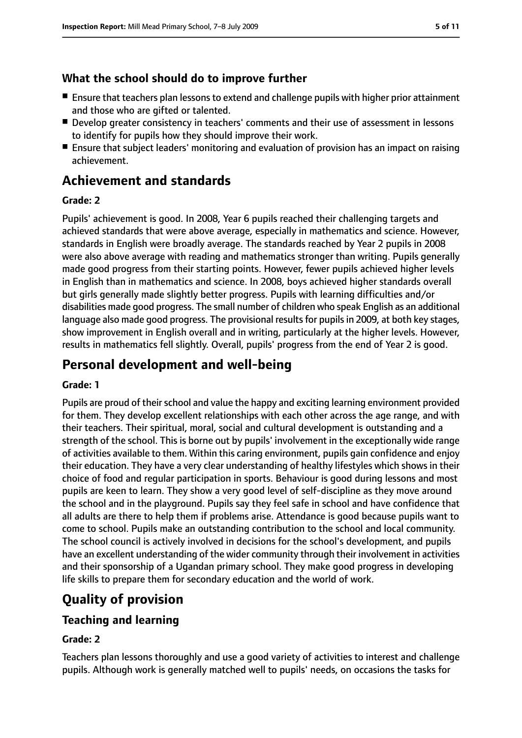### What the school should do to improve further

- Ensure that teachers plan lessons to extend and challenge pupils with higher prior attainment and those who are gifted or talented.
- Develop greater consistency in teachers' comments and their use of assessment in lessons to identify for pupils how they should improve their work.
- Ensure that subject leaders' monitoring and evaluation of provision has an impact on raising achievement.

## Achievement and standards

#### Grade: 2

Pupils' achievement is good. In 2008, Year 6 pupils reached their challenging targets and achieved standards that were above average, especially in mathematics and science. However, standards in English were broadly average. The standards reached by Year 2 pupils in 2008 were also above average with reading and mathematics stronger than writing. Pupils generally made good progress from their starting points. However, fewer pupils achieved higher levels in English than in mathematics and science. In 2008, boys achieved higher standards overall but girls generally made slightly better progress. Pupils with learning difficulties and/or disabilities made good progress. The small number of children who speak English as an additional language also made good progress. The provisional results for pupils in 2009, at both key stages, show improvement in English overall and in writing, particularly at the higher levels. However, results in mathematics fell slightly. Overall, pupils' progress from the end of Year 2 is good.

## Personal development and well-being

#### Grade: 1

Pupils are proud of their school and value the happy and exciting learning environment provided for them. They develop excellent relationships with each other across the age range, and with their teachers. Their spiritual, moral, social and cultural development is outstanding and a strength of the school. This is borne out by pupils' involvement in the exceptionally wide range of activities available to them. Within this caring environment, pupils gain confidence and enjoy their education. They have a very clear understanding of healthy lifestyles which shows in their choice of food and regular participation in sports. Behaviour is good during lessons and most pupils are keen to learn. They show a very good level of self-discipline as they move around the school and in the playground. Pupils say they feel safe in school and have confidence that all adults are there to help them if problems arise. Attendance is good because pupils want to come to school. Pupils make an outstanding contribution to the school and local community. The school council is actively involved in decisions for the school's development, and pupils have an excellent understanding of the wider community through their involvement in activities and their sponsorship of a Ugandan primary school. They make good progress in developing life skills to prepare them for secondary education and the world of work.

## Quality of provision

### Teaching and learning

#### Grade: 2

Teachers plan lessons thoroughly and use a good variety of activities to interest and challenge pupils. Although work is generally matched well to pupils' needs, on occasions the tasks for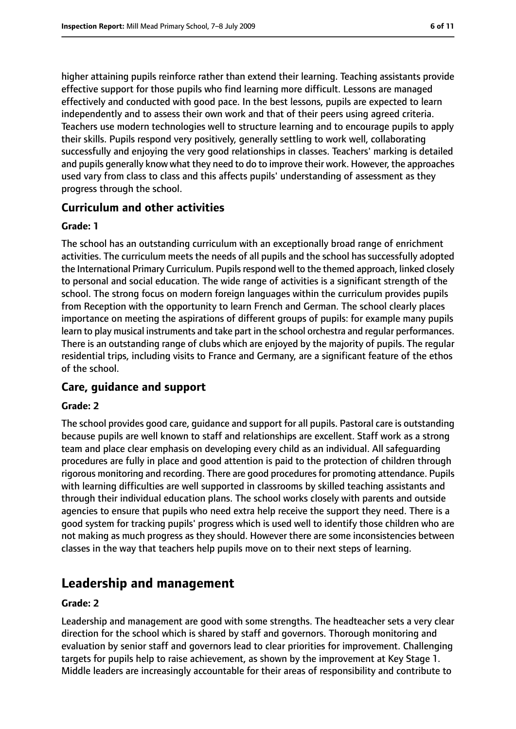higher attaining pupils reinforce rather than extend their learning. Teaching assistants provide effective support for those pupils who find learning more difficult. Lessons are managed effectively and conducted with good pace. In the best lessons, pupils are expected to learn independently and to assess their own work and that of their peers using agreed criteria. Teachers use modern technologies well to structure learning and to encourage pupils to apply their skills. Pupils respond very positively, generally settling to work well, collaborating successfully and enjoying the very good relationships in classes. Teachers' marking is detailed and pupils generally know what they need to do to improve their work. However, the approaches used vary from class to class and this affects pupils' understanding of assessment as they progress through the school.

### Curriculum and other activities

#### Grade: 1

The school has an outstanding curriculum with an exceptionally broad range of enrichment activities. The curriculum meets the needs of all pupils and the school has successfully adopted the International Primary Curriculum. Pupils respond well to the themed approach, linked closely to personal and social education. The wide range of activities is a significant strength of the school. The strong focus on modern foreign languages within the curriculum provides pupils from Reception with the opportunity to learn French and German. The school clearly places importance on meeting the aspirations of different groups of pupils: for example many pupils learn to play musical instruments and take part in the school orchestra and regular performances. There is an outstanding range of clubs which are enjoyed by the majority of pupils. The regular residential trips, including visits to France and Germany, are a significant feature of the ethos of the school.

### Care, guidance and support

#### Grade: 2

The school provides good care, guidance and support for all pupils. Pastoral care is outstanding because pupils are well known to staff and relationships are excellent. Staff work as a strong team and place clear emphasis on developing every child as an individual. All safeguarding procedures are fully in place and good attention is paid to the protection of children through rigorous monitoring and recording. There are good procedures for promoting attendance. Pupils with learning difficulties are well supported in classrooms by skilled teaching assistants and through their individual education plans. The school works closely with parents and outside agencies to ensure that pupils who need extra help receive the support they need. There is a good system for tracking pupils' progress which is used well to identify those children who are not making as much progress as they should. However there are some inconsistencies between classes in the way that teachers help pupils move on to their next steps of learning.

## Leadership and management

#### Grade: 2

Leadership and management are good with some strengths. The headteacher sets a very clear direction for the school which is shared by staff and governors. Thorough monitoring and evaluation by senior staff and governors lead to clear priorities for improvement. Challenging targets for pupils help to raise achievement, as shown by the improvement at Key Stage 1. Middle leaders are increasingly accountable for their areas of responsibility and contribute to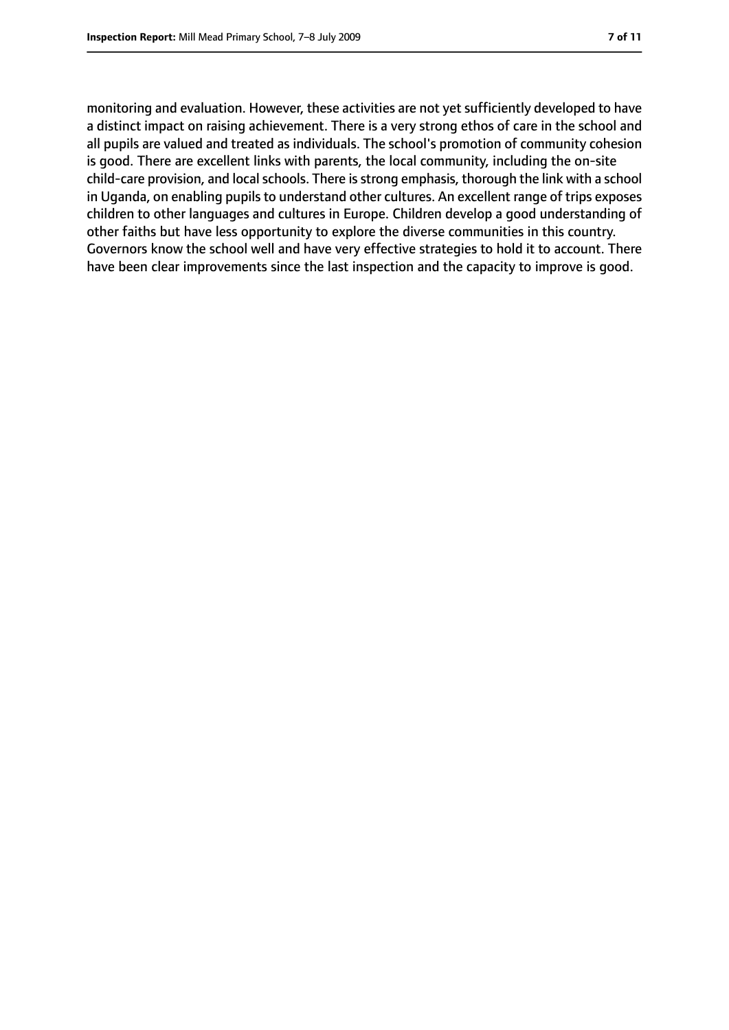monitoring and evaluation. However, these activities are not yet sufficiently developed to have a distinct impact on raising achievement. There is a very strong ethos of care in the school and all pupils are valued and treated as individuals. The school's promotion of community cohesion is good. There are excellent links with parents, the local community, including the on-site child-care provision, and local schools. There is strong emphasis, thorough the link with a school in Uganda, on enabling pupils to understand other cultures. An excellent range of trips exposes children to other languages and cultures in Europe. Children develop a good understanding of other faiths but have less opportunity to explore the diverse communities in this country. Governors know the school well and have very effective strategies to hold it to account. There have been clear improvements since the last inspection and the capacity to improve is good.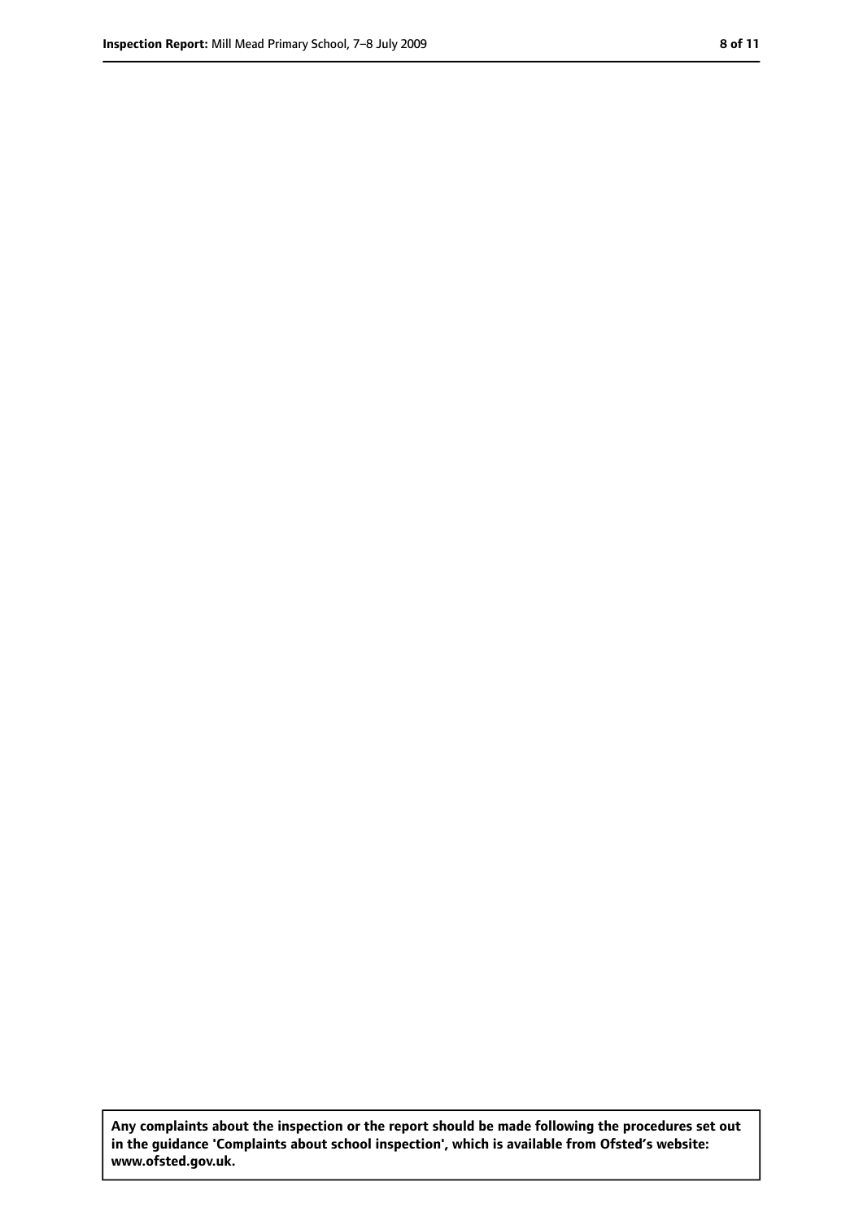Any complaints about the inspection or the report should be made following the procedures set out in the guidance 'Complaints about school inspection', which is available from Ofsted's website: www.ofsted.gov.uk.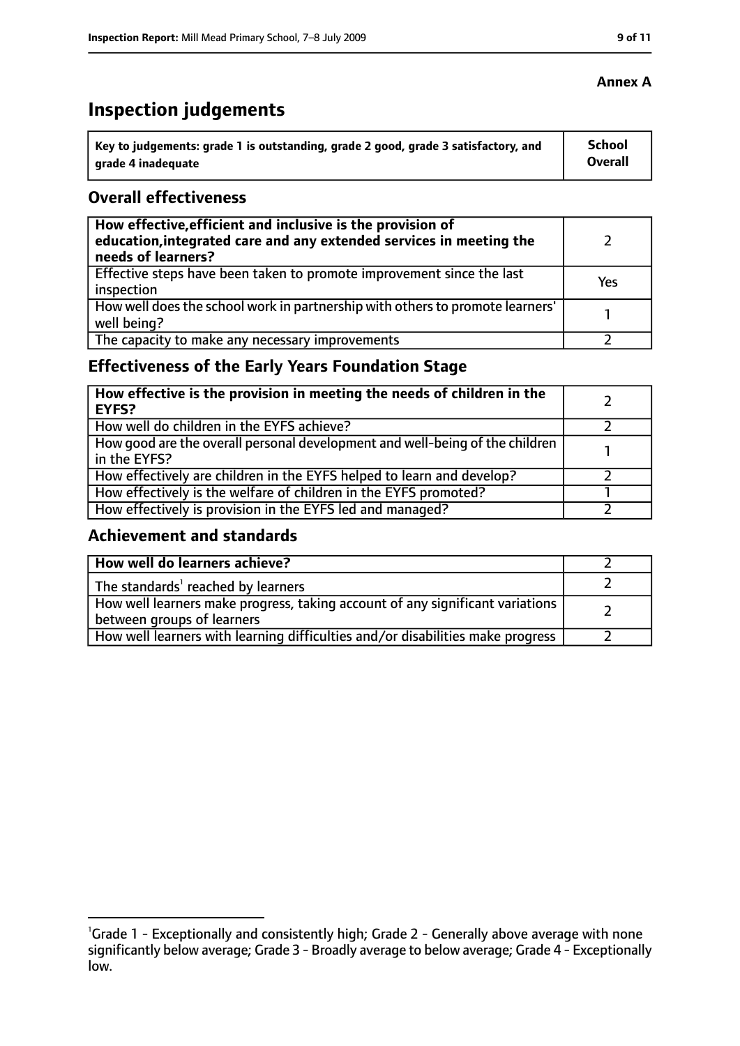**Annex A**

# Inspection judgements

| Key to judgements: grade 1 is outstanding, grade 2 good, grade 3 satisfactory, and grade 4 inadequate | School Overall |
|---|---|

## Overall effectiveness

| | |
|---|---|
| **How effective, efficient and inclusive is the provision of education, integrated care and any extended services in meeting the needs of learners?** | 2 |
| Effective steps have been taken to promote improvement since the last inspection | Yes |
| How well does the school work in partnership with others to promote learners' well being? | 1 |
| The capacity to make any necessary improvements | 2 |

## Effectiveness of the Early Years Foundation Stage

| | |
|---|---|
| **How effective is the provision in meeting the needs of children in the EYFS?** | 2 |
| How well do children in the EYFS achieve? | 2 |
| How good are the overall personal development and well-being of the children in the EYFS? | 1 |
| How effectively are children in the EYFS helped to learn and develop? | 2 |
| How effectively is the welfare of children in the EYFS promoted? | 1 |
| How effectively is provision in the EYFS led and managed? | 2 |

## Achievement and standards

| | |
|---|---|
| **How well do learners achieve?** | 2 |
| The standards[1] reached by learners | 2 |
| How well learners make progress, taking account of any significant variations between groups of learners | 2 |
| How well learners with learning difficulties and/or disabilities make progress | 2 |

[1] Grade 1 - Exceptionally and consistently high; Grade 2 - Generally above average with none significantly below average; Grade 3 - Broadly average to below average; Grade 4 - Exceptionally low.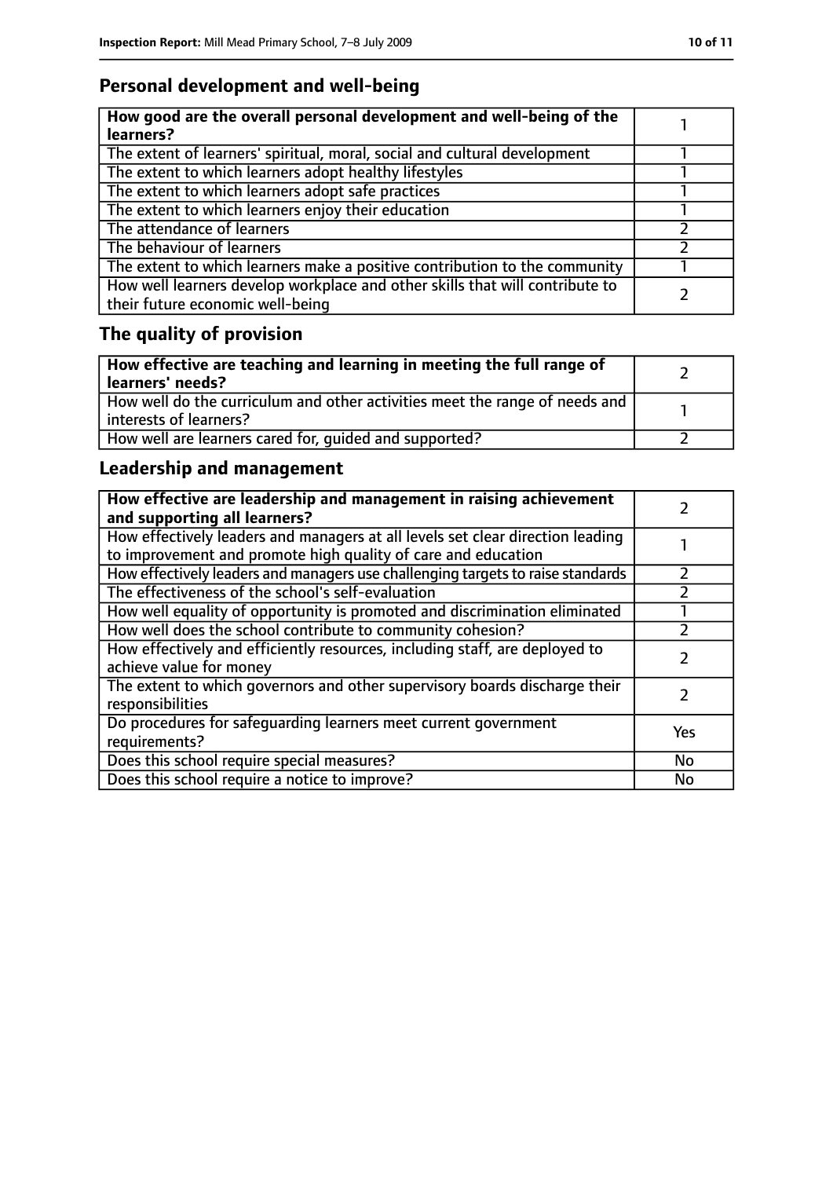## Personal development and well-being

| **How good are the overall personal development and well-being of the learners?** | 1 |
|---|---|
| The extent of learners' spiritual, moral, social and cultural development | 1 |
| The extent to which learners adopt healthy lifestyles | 1 |
| The extent to which learners adopt safe practices | 1 |
| The extent to which learners enjoy their education | 1 |
| The attendance of learners | 2 |
| The behaviour of learners | 2 |
| The extent to which learners make a positive contribution to the community | 1 |
| How well learners develop workplace and other skills that will contribute to their future economic well-being | 2 |

## The quality of provision

| **How effective are teaching and learning in meeting the full range of learners' needs?** | 2 |
|---|---|
| How well do the curriculum and other activities meet the range of needs and interests of learners? | 1 |
| How well are learners cared for, guided and supported? | 2 |

## Leadership and management

| **How effective are leadership and management in raising achievement and supporting all learners?** | 2 |
|---|---|
| How effectively leaders and managers at all levels set clear direction leading to improvement and promote high quality of care and education | 1 |
| How effectively leaders and managers use challenging targets to raise standards | 2 |
| The effectiveness of the school's self-evaluation | 2 |
| How well equality of opportunity is promoted and discrimination eliminated | 1 |
| How well does the school contribute to community cohesion? | 2 |
| How effectively and efficiently resources, including staff, are deployed to achieve value for money | 2 |
| The extent to which governors and other supervisory boards discharge their responsibilities | 2 |
| Do procedures for safeguarding learners meet current government requirements? | Yes |
| Does this school require special measures? | No |
| Does this school require a notice to improve? | No |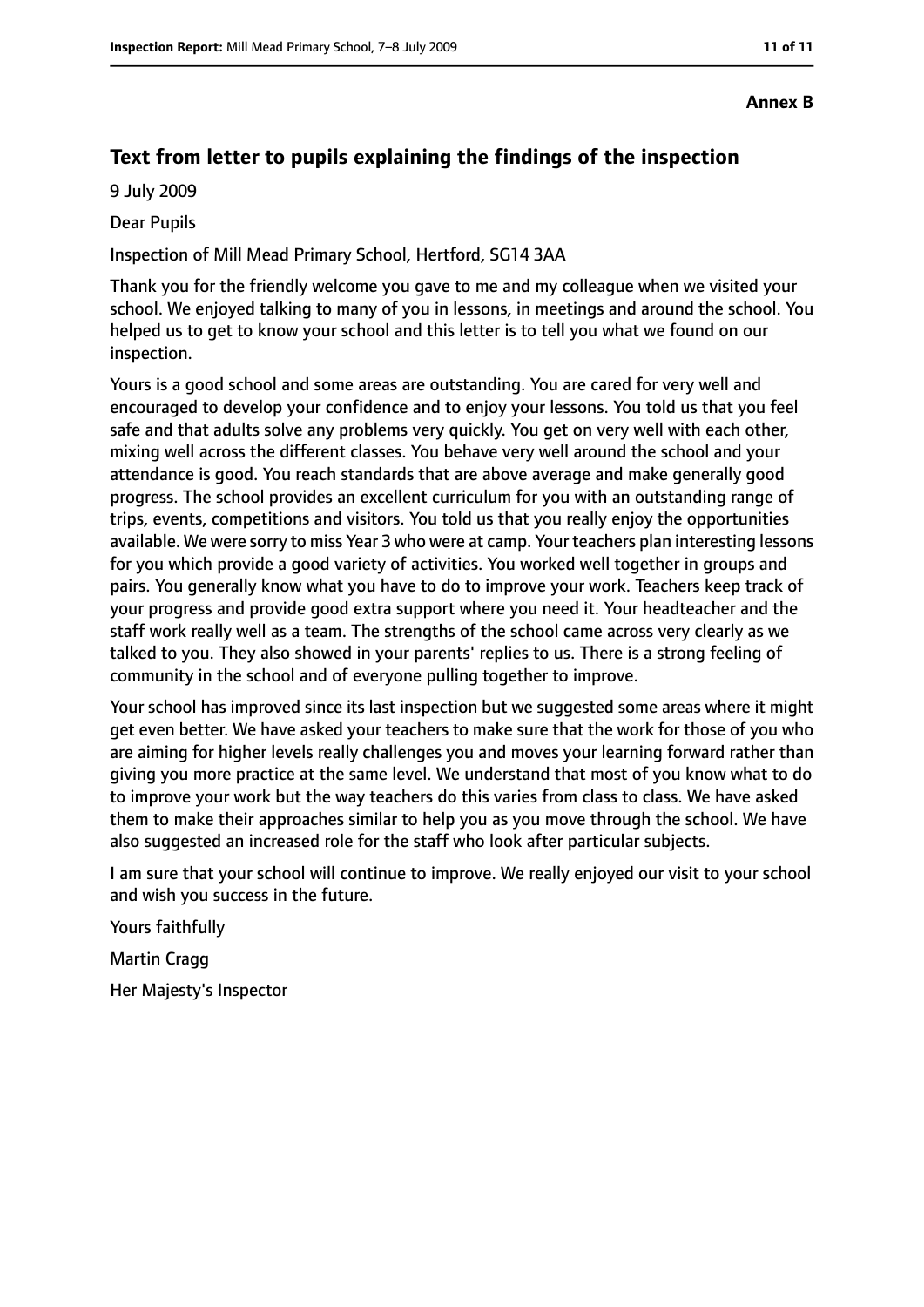**Annex B**

## Text from letter to pupils explaining the findings of the inspection

9 July 2009

Dear Pupils

Inspection of Mill Mead Primary School, Hertford, SG14 3AA

Thank you for the friendly welcome you gave to me and my colleague when we visited your school. We enjoyed talking to many of you in lessons, in meetings and around the school. You helped us to get to know your school and this letter is to tell you what we found on our inspection.

Yours is a good school and some areas are outstanding. You are cared for very well and encouraged to develop your confidence and to enjoy your lessons. You told us that you feel safe and that adults solve any problems very quickly. You get on very well with each other, mixing well across the different classes. You behave very well around the school and your attendance is good. You reach standards that are above average and make generally good progress. The school provides an excellent curriculum for you with an outstanding range of trips, events, competitions and visitors. You told us that you really enjoy the opportunities available. We were sorry to miss Year 3 who were at camp. Your teachers plan interesting lessons for you which provide a good variety of activities. You worked well together in groups and pairs. You generally know what you have to do to improve your work. Teachers keep track of your progress and provide good extra support where you need it. Your headteacher and the staff work really well as a team. The strengths of the school came across very clearly as we talked to you. They also showed in your parents' replies to us. There is a strong feeling of community in the school and of everyone pulling together to improve.

Your school has improved since its last inspection but we suggested some areas where it might get even better. We have asked your teachers to make sure that the work for those of you who are aiming for higher levels really challenges you and moves your learning forward rather than giving you more practice at the same level. We understand that most of you know what to do to improve your work but the way teachers do this varies from class to class. We have asked them to make their approaches similar to help you as you move through the school. We have also suggested an increased role for the staff who look after particular subjects.

I am sure that your school will continue to improve. We really enjoyed our visit to your school and wish you success in the future.

Yours faithfully

Martin Cragg

Her Majesty's Inspector